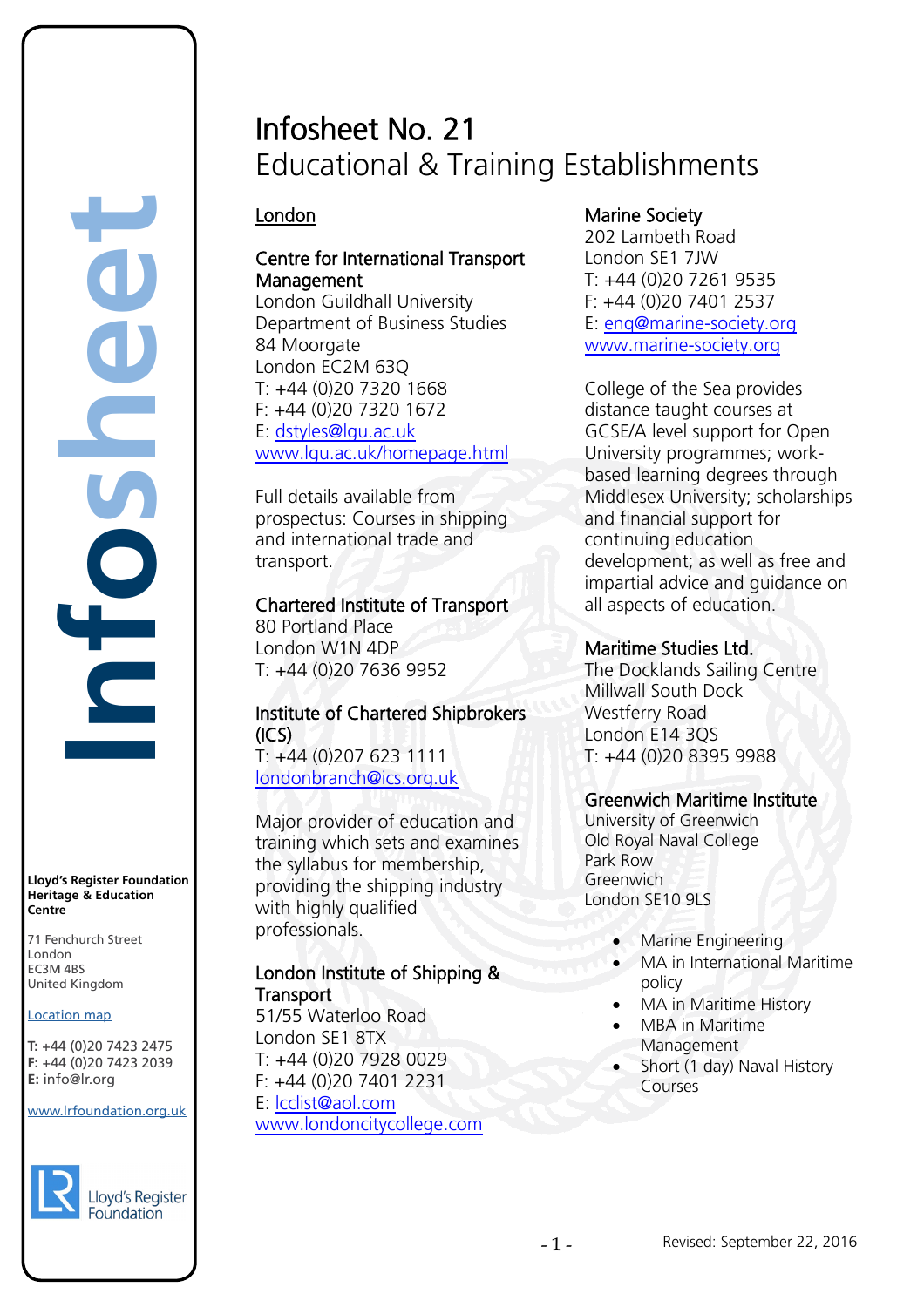# Infosheet No. 21

## Educational & Training Establishments

### London

**Centre for International Transport Management**
London Guildhall University
Department of Business Studies
84 Moorgate
London EC2M 63Q
T: +44 (0)20 7320 1668
F: +44 (0)20 7320 1672
E: dstyles@lgu.ac.uk
www.lgu.ac.uk/homepage.html

Full details available from prospectus: Courses in shipping and international trade and transport.

**Chartered Institute of Transport**
80 Portland Place
London W1N 4DP
T: +44 (0)20 7636 9952

**Institute of Chartered Shipbrokers (ICS)**
T: +44 (0)207 623 1111
londonbranch@ics.org.uk

Major provider of education and training which sets and examines the syllabus for membership, providing the shipping industry with highly qualified professionals.

**London Institute of Shipping & Transport**
51/55 Waterloo Road
London SE1 8TX
T: +44 (0)20 7928 0029
F: +44 (0)20 7401 2231
E: lcclist@aol.com
www.londoncitycollege.com

**Marine Society**
202 Lambeth Road
London SE1 7JW
T: +44 (0)20 7261 9535
F: +44 (0)20 7401 2537
E: enq@marine-society.org
www.marine-society.org

College of the Sea provides distance taught courses at GCSE/A level support for Open University programmes; work-based learning degrees through Middlesex University; scholarships and financial support for continuing education development; as well as free and impartial advice and guidance on all aspects of education.

**Maritime Studies Ltd.**
The Docklands Sailing Centre
Millwall South Dock
Westferry Road
London E14 3QS
T: +44 (0)20 8395 9988

**Greenwich Maritime Institute**
University of Greenwich
Old Royal Naval College
Park Row
Greenwich
London SE10 9LS

- Marine Engineering
- MA in International Maritime policy
- MA in Maritime History
- MBA in Maritime Management
- Short (1 day) Naval History Courses

---

**Lloyd's Register Foundation Heritage & Education Centre**

71 Fenchurch Street
London
EC3M 4BS
United Kingdom

Location map

**T:** +44 (0)20 7423 2475
**F:** +44 (0)20 7423 2039
**E:** info@lr.org

www.lrfoundation.org.uk

Revised: September 22, 2016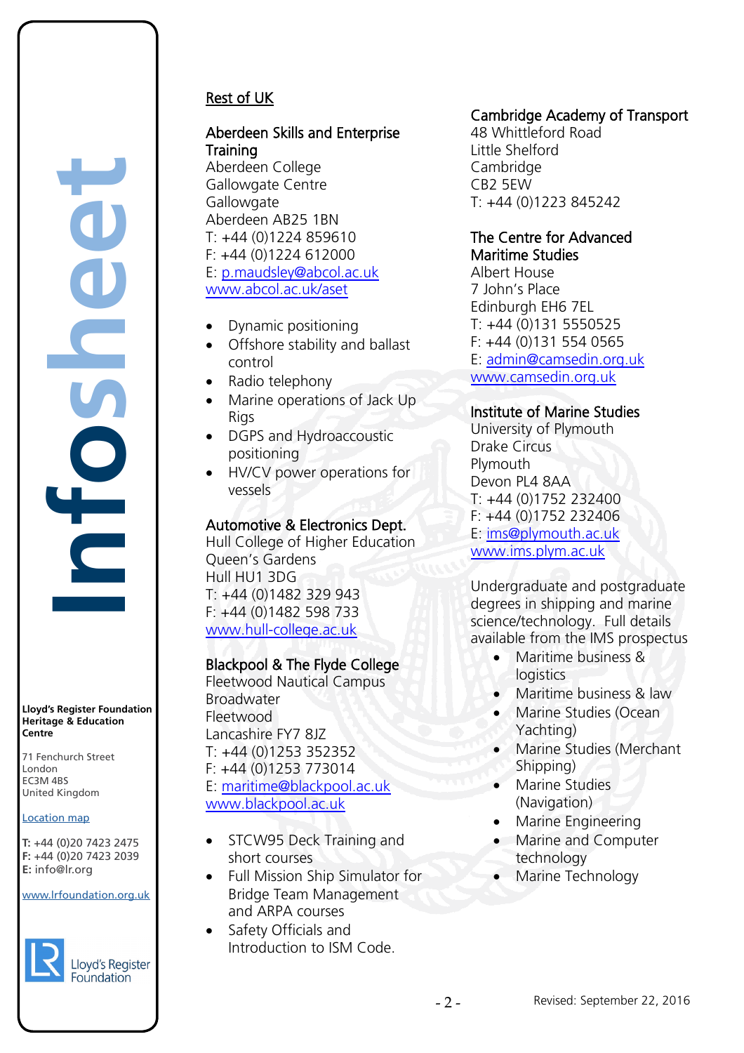## Rest of UK

### Aberdeen Skills and Enterprise Training

Aberdeen College
Gallowgate Centre
Gallowgate
Aberdeen AB25 1BN
T: +44 (0)1224 859610
F: +44 (0)1224 612000
E: p.maudsley@abcol.ac.uk
www.abcol.ac.uk/aset

- Dynamic positioning
- Offshore stability and ballast control
- Radio telephony
- Marine operations of Jack Up Rigs
- DGPS and Hydroaccoustic positioning
- HV/CV power operations for vessels

### Automotive & Electronics Dept.

Hull College of Higher Education
Queen's Gardens
Hull HU1 3DG
T: +44 (0)1482 329 943
F: +44 (0)1482 598 733
www.hull-college.ac.uk

### Blackpool & The Flyde College

Fleetwood Nautical Campus
Broadwater
Fleetwood
Lancashire FY7 8JZ
T: +44 (0)1253 352352
F: +44 (0)1253 773014
E: maritime@blackpool.ac.uk
www.blackpool.ac.uk

- STCW95 Deck Training and short courses
- Full Mission Ship Simulator for Bridge Team Management and ARPA courses
- Safety Officials and Introduction to ISM Code.

### Cambridge Academy of Transport

48 Whittleford Road
Little Shelford
Cambridge
CB2 5EW
T: +44 (0)1223 845242

### The Centre for Advanced Maritime Studies

Albert House
7 John's Place
Edinburgh EH6 7EL
T: +44 (0)131 5550525
F: +44 (0)131 554 0565
E: admin@camsedin.org.uk
www.camsedin.org.uk

### Institute of Marine Studies

University of Plymouth
Drake Circus
Plymouth
Devon PL4 8AA
T: +44 (0)1752 232400
F: +44 (0)1752 232406
E: ims@plymouth.ac.uk
www.ims.plym.ac.uk

Undergraduate and postgraduate degrees in shipping and marine science/technology. Full details available from the IMS prospectus

- Maritime business & logistics
- Maritime business & law
- Marine Studies (Ocean Yachting)
- Marine Studies (Merchant Shipping)
- Marine Studies (Navigation)
- Marine Engineering
- Marine and Computer technology
- Marine Technology

**Lloyd's Register Foundation Heritage & Education Centre**

71 Fenchurch Street
London
EC3M 4BS
United Kingdom

Location map

**T:** +44 (0)20 7423 2475
**F:** +44 (0)20 7423 2039
**E:** info@lr.org

www.lrfoundation.org.uk

Revised: September 22, 2016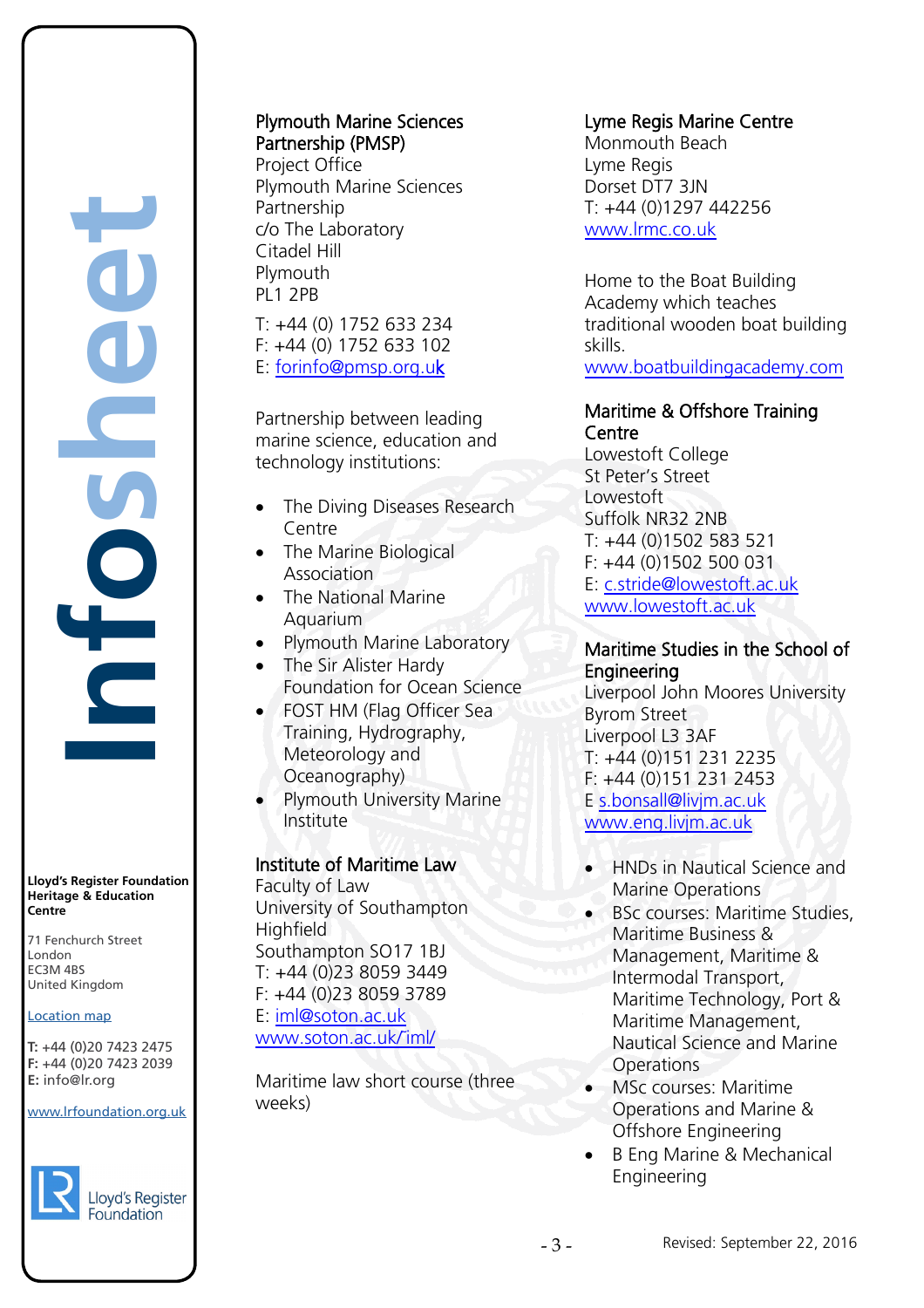Plymouth Marine Sciences Partnership (PMSP)
Project Office
Plymouth Marine Sciences Partnership
c/o The Laboratory
Citadel Hill
Plymouth
PL1 2PB

T: +44 (0) 1752 633 234
F: +44 (0) 1752 633 102
E: forinfo@pmsp.org.uk

Partnership between leading marine science, education and technology institutions:

- The Diving Diseases Research Centre
- The Marine Biological Association
- The National Marine Aquarium
- Plymouth Marine Laboratory
- The Sir Alister Hardy Foundation for Ocean Science
- FOST HM (Flag Officer Sea Training, Hydrography, Meteorology and Oceanography)
- Plymouth University Marine Institute

Institute of Maritime Law
Faculty of Law
University of Southampton
Highfield
Southampton SO17 1BJ
T: +44 (0)23 8059 3449
F: +44 (0)23 8059 3789
E: iml@soton.ac.uk
www.soton.ac.uk/iml/

Maritime law short course (three weeks)

Lyme Regis Marine Centre
Monmouth Beach
Lyme Regis
Dorset DT7 3JN
T: +44 (0)1297 442256
www.lrmc.co.uk

Home to the Boat Building Academy which teaches traditional wooden boat building skills.
www.boatbuildingacademy.com

Maritime & Offshore Training Centre
Lowestoft College
St Peter's Street
Lowestoft
Suffolk NR32 2NB
T: +44 (0)1502 583 521
F: +44 (0)1502 500 031
E: c.stride@lowestoft.ac.uk
www.lowestoft.ac.uk

Maritime Studies in the School of Engineering
Liverpool John Moores University
Byrom Street
Liverpool L3 3AF
T: +44 (0)151 231 2235
F: +44 (0)151 231 2453
E s.bonsall@livjm.ac.uk
www.eng.livjm.ac.uk

- HNDs in Nautical Science and Marine Operations
- BSc courses: Maritime Studies, Maritime Business & Management, Maritime & Intermodal Transport, Maritime Technology, Port & Maritime Management, Nautical Science and Marine Operations
- MSc courses: Maritime Operations and Marine & Offshore Engineering
- B Eng Marine & Mechanical Engineering

Revised: September 22, 2016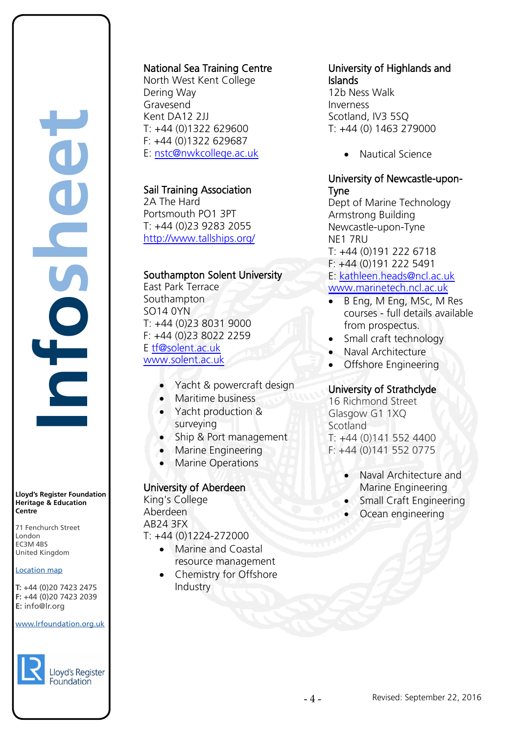**National Sea Training Centre**
North West Kent College
Dering Way
Gravesend
Kent DA12 2JJ
T: +44 (0)1322 629600
F: +44 (0)1322 629687
E: nstc@nwkcollege.ac.uk

**Sail Training Association**
2A The Hard
Portsmouth PO1 3PT
T: +44 (0)23 9283 2055
http://www.tallships.org/

**Southampton Solent University**
East Park Terrace
Southampton
SO14 0YN
T: +44 (0)23 8031 9000
F: +44 (0)23 8022 2259
E tf@solent.ac.uk
www.solent.ac.uk

- Yacht & powercraft design
- Maritime business
- Yacht production & surveying
- Ship & Port management
- Marine Engineering
- Marine Operations

**University of Aberdeen**
King's College
Aberdeen
AB24 3FX
T: +44 (0)1224-272000

- Marine and Coastal resource management
- Chemistry for Offshore Industry

**University of Highlands and Islands**
12b Ness Walk
Inverness
Scotland, IV3 5SQ
T: +44 (0) 1463 279000

- Nautical Science

**University of Newcastle-upon-Tyne**
Dept of Marine Technology
Armstrong Building
Newcastle-upon-Tyne
NE1 7RU
T: +44 (0)191 222 6718
F: +44 (0)191 222 5491
E: kathleen.heads@ncl.ac.uk
www.marinetech.ncl.ac.uk

- B Eng, M Eng, MSc, M Res courses - full details available from prospectus.
- Small craft technology
- Naval Architecture
- Offshore Engineering

**University of Strathclyde**
16 Richmond Street
Glasgow G1 1XQ
Scotland
T: +44 (0)141 552 4400
F: +44 (0)141 552 0775

- Naval Architecture and Marine Engineering
- Small Craft Engineering
- Ocean engineering

Infosheet

**Lloyd's Register Foundation Heritage & Education Centre**

71 Fenchurch Street
London
EC3M 4BS
United Kingdom

Location map

**T:** +44 (0)20 7423 2475
**F:** +44 (0)20 7423 2039
**E:** info@lr.org

www.lrfoundation.org.uk

Lloyd's Register Foundation

Revised: September 22, 2016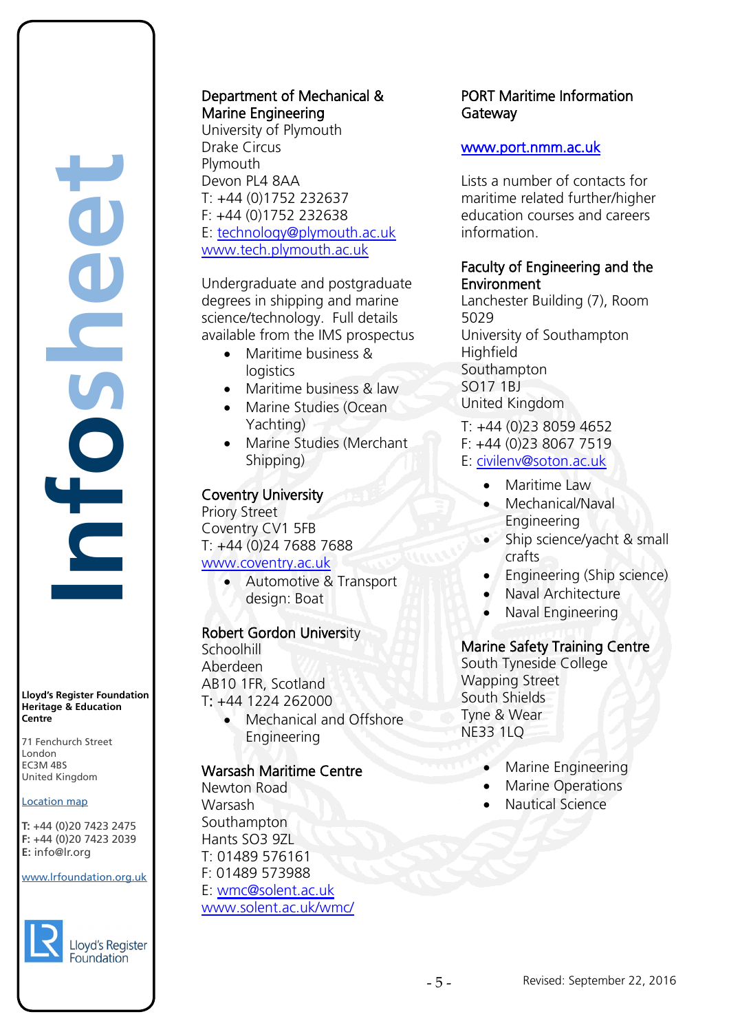### Department of Mechanical & Marine Engineering

University of Plymouth
Drake Circus
Plymouth
Devon PL4 8AA
T: +44 (0)1752 232637
F: +44 (0)1752 232638
E: technology@plymouth.ac.uk
www.tech.plymouth.ac.uk

Undergraduate and postgraduate degrees in shipping and marine science/technology. Full details available from the IMS prospectus

- Maritime business & logistics
- Maritime business & law
- Marine Studies (Ocean Yachting)
- Marine Studies (Merchant Shipping)

### Coventry University

Priory Street
Coventry CV1 5FB
T: +44 (0)24 7688 7688
www.coventry.ac.uk

- Automotive & Transport design: Boat

### Robert Gordon University

Schoolhill
Aberdeen
AB10 1FR, Scotland
T: +44 1224 262000

- Mechanical and Offshore Engineering

### Warsash Maritime Centre

Newton Road
Warsash
Southampton
Hants SO3 9ZL
T: 01489 576161
F: 01489 573988
E: wmc@solent.ac.uk
www.solent.ac.uk/wmc/

### PORT Maritime Information Gateway

www.port.nmm.ac.uk

Lists a number of contacts for maritime related further/higher education courses and careers information.

### Faculty of Engineering and the Environment

Lanchester Building (7), Room 5029
University of Southampton
Highfield
Southampton
SO17 1BJ
United Kingdom

T: +44 (0)23 8059 4652
F: +44 (0)23 8067 7519
E: civilenv@soton.ac.uk

- Maritime Law
- Mechanical/Naval Engineering
- Ship science/yacht & small crafts
- Engineering (Ship science)
- Naval Architecture
- Naval Engineering

### Marine Safety Training Centre

South Tyneside College
Wapping Street
South Shields
Tyne & Wear
NE33 1LQ

- Marine Engineering
- Marine Operations
- Nautical Science

**Lloyd's Register Foundation Heritage & Education Centre**

71 Fenchurch Street
London
EC3M 4BS
United Kingdom

Location map

**T:** +44 (0)20 7423 2475
**F:** +44 (0)20 7423 2039
**E:** info@lr.org

www.lrfoundation.org.uk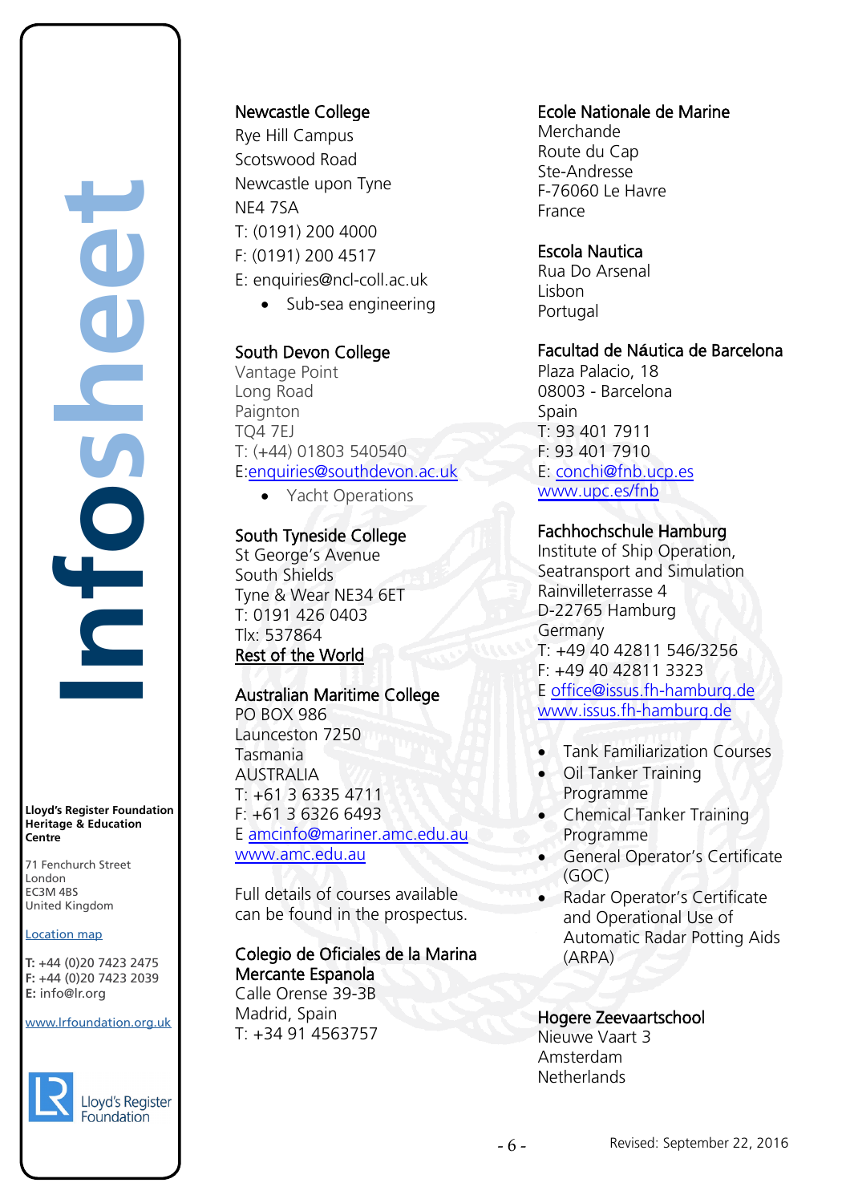**Newcastle College**
Rye Hill Campus
Scotswood Road
Newcastle upon Tyne
NE4 7SA
T: (0191) 200 4000
F: (0191) 200 4517
E: enquiries@ncl-coll.ac.uk

- Sub-sea engineering

**South Devon College**
Vantage Point
Long Road
Paignton
TQ4 7EJ
T: (+44) 01803 540540
E:enquiries@southdevon.ac.uk

- Yacht Operations

**South Tyneside College**
St George's Avenue
South Shields
Tyne & Wear NE34 6ET
T: 0191 426 0403
Tlx: 537864

**Rest of the World**

**Australian Maritime College**
PO BOX 986
Launceston 7250
Tasmania
AUSTRALIA
T: +61 3 6335 4711
F: +61 3 6326 6493
E amcinfo@mariner.amc.edu.au
www.amc.edu.au

Full details of courses available can be found in the prospectus.

**Colegio de Oficiales de la Marina Mercante Espanola**
Calle Orense 39-3B
Madrid, Spain
T: +34 91 4563757

**Ecole Nationale de Marine**
Merchande
Route du Cap
Ste-Andresse
F-76060 Le Havre
France

**Escola Nautica**
Rua Do Arsenal
Lisbon
Portugal

**Facultad de Náutica de Barcelona**
Plaza Palacio, 18
08003 - Barcelona
Spain
T: 93 401 7911
F: 93 401 7910
E: conchi@fnb.ucp.es
www.upc.es/fnb

**Fachhochschule Hamburg**
Institute of Ship Operation, Seatransport and Simulation
Rainvilleterrasse 4
D-22765 Hamburg
Germany
T: +49 40 42811 546/3256
F: +49 40 42811 3323
E office@issus.fh-hamburg.de
www.issus.fh-hamburg.de

- Tank Familiarization Courses
- Oil Tanker Training Programme
- Chemical Tanker Training Programme
- General Operator's Certificate (GOC)
- Radar Operator's Certificate and Operational Use of Automatic Radar Potting Aids (ARPA)

**Hogere Zeevaartschool**
Nieuwe Vaart 3
Amsterdam
Netherlands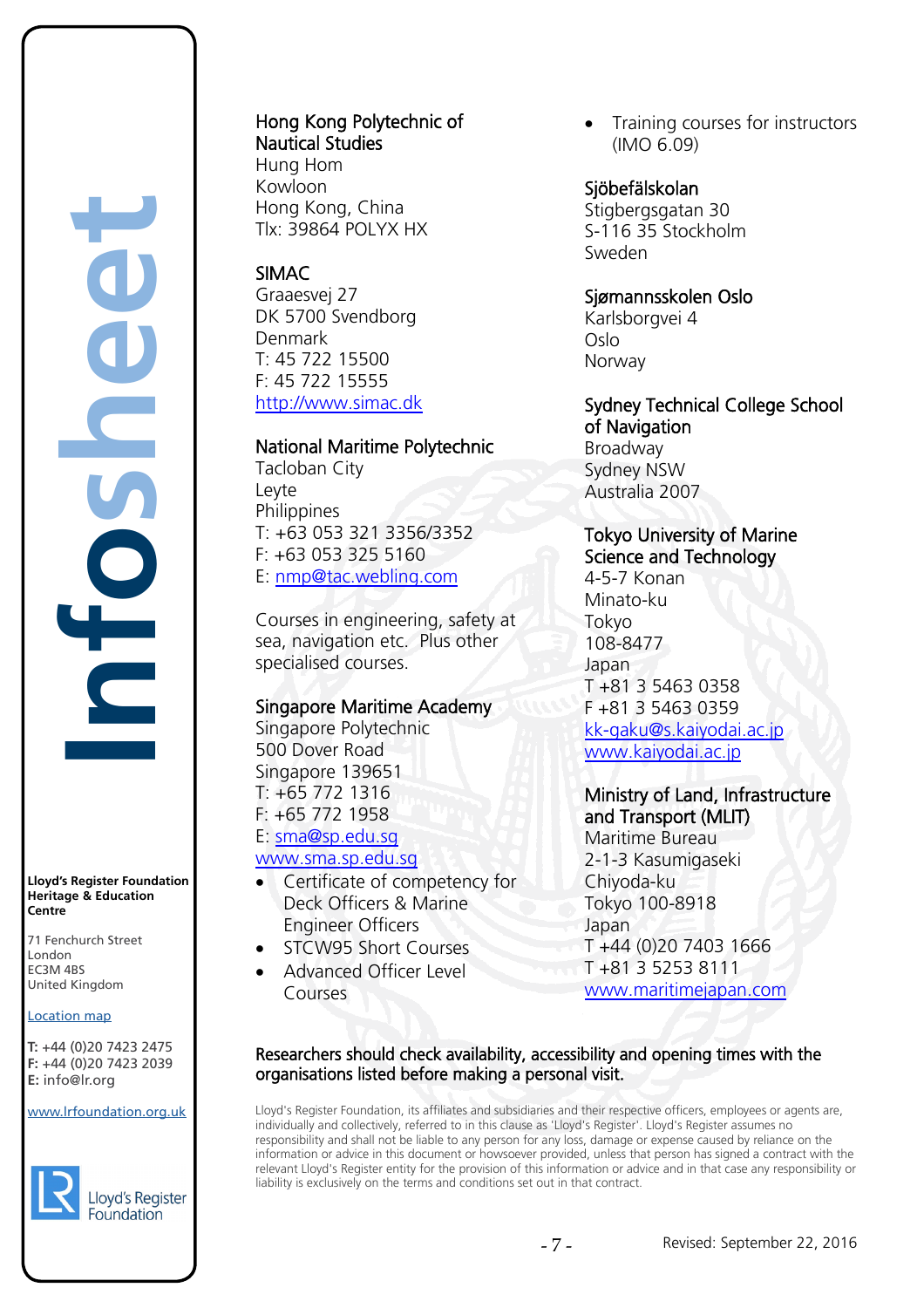Hong Kong Polytechnic of Nautical Studies
Hung Hom
Kowloon
Hong Kong, China
Tlx: 39864 POLYX HX

SIMAC
Graaesvej 27
DK 5700 Svendborg
Denmark
T: 45 722 15500
F: 45 722 15555
http://www.simac.dk

National Maritime Polytechnic
Tacloban City
Leyte
Philippines
T: +63 053 321 3356/3352
F: +63 053 325 5160
E: nmp@tac.webling.com

Courses in engineering, safety at sea, navigation etc. Plus other specialised courses.

Singapore Maritime Academy
Singapore Polytechnic
500 Dover Road
Singapore 139651
T: +65 772 1316
F: +65 772 1958
E: sma@sp.edu.sg
www.sma.sp.edu.sg

- Certificate of competency for Deck Officers & Marine Engineer Officers
- STCW95 Short Courses
- Advanced Officer Level Courses
- Training courses for instructors (IMO 6.09)

Sjöbefälskolan
Stigbergsgatan 30
S-116 35 Stockholm
Sweden

Sjømannsskolen Oslo
Karlsborgvei 4
Oslo
Norway

Sydney Technical College School of Navigation
Broadway
Sydney NSW
Australia 2007

Tokyo University of Marine Science and Technology
4-5-7 Konan
Minato-ku
Tokyo
108-8477
Japan
T +81 3 5463 0358
F +81 3 5463 0359
kk-gaku@s.kaiyodai.ac.jp
www.kaiyodai.ac.jp

Ministry of Land, Infrastructure and Transport (MLIT)
Maritime Bureau
2-1-3 Kasumigaseki
Chiyoda-ku
Tokyo 100-8918
Japan
T +44 (0)20 7403 1666
T +81 3 5253 8111
www.maritimejapan.com

Researchers should check availability, accessibility and opening times with the organisations listed before making a personal visit.

Lloyd's Register Foundation, its affiliates and subsidiaries and their respective officers, employees or agents are, individually and collectively, referred to in this clause as 'Lloyd's Register'. Lloyd's Register assumes no responsibility and shall not be liable to any person for any loss, damage or expense caused by reliance on the information or advice in this document or howsoever provided, unless that person has signed a contract with the relevant Lloyd's Register entity for the provision of this information or advice and in that case any responsibility or liability is exclusively on the terms and conditions set out in that contract.

Infosheet

**Lloyd's Register Foundation Heritage & Education Centre**

71 Fenchurch Street
London
EC3M 4BS
United Kingdom

Location map

**T:** +44 (0)20 7423 2475
**F:** +44 (0)20 7423 2039
**E:** info@lr.org

www.lrfoundation.org.uk

Lloyd's Register Foundation

Revised: September 22, 2016